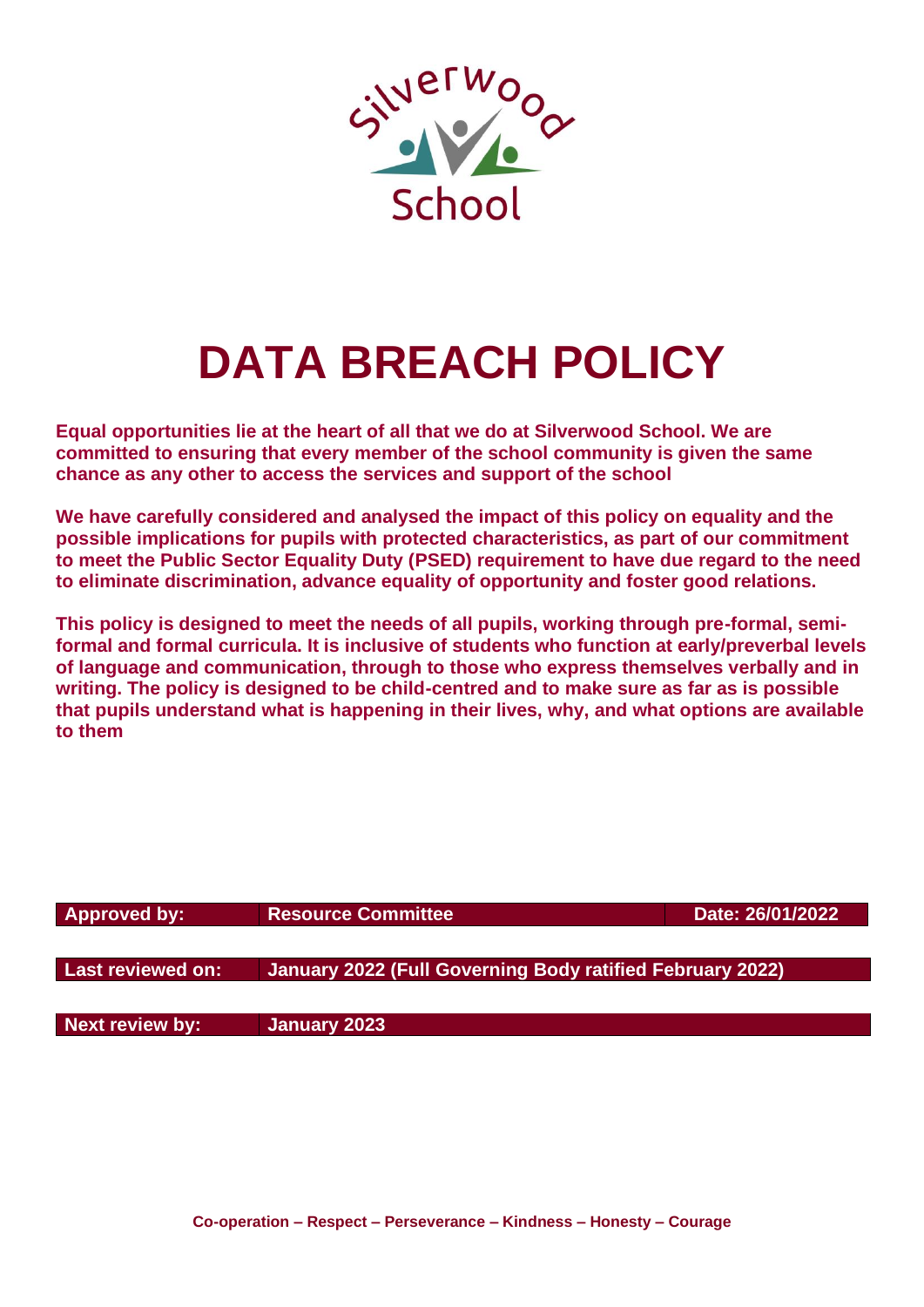Silverwood School

# DATA BREACH POLICY

**Equal opportunities lie at the heart of all that we do at Silverwood School. We are committed to ensuring that every member of the school community is given the same chance as any other to access the services and support of the school**

**We have carefully considered and analysed the impact of this policy on equality and the possible implications for pupils with protected characteristics, as part of our commitment to meet the Public Sector Equality Duty (PSED) requirement to have due regard to the need to eliminate discrimination, advance equality of opportunity and foster good relations.**

**This policy is designed to meet the needs of all pupils, working through pre-formal, semi-formal and formal curricula. It is inclusive of students who function at early/preverbal levels of language and communication, through to those who express themselves verbally and in writing. The policy is designed to be child-centred and to make sure as far as is possible that pupils understand what is happening in their lives, why, and what options are available to them**

| | | |
|---|---|---|
| **Approved by:** | **Resource Committee** | **Date: 26/01/2022** |
| **Last reviewed on:** | **January 2022 (Full Governing Body ratified February 2022)** | |
| **Next review by:** | **January 2023** | |

**Co-operation – Respect – Perseverance – Kindness – Honesty – Courage**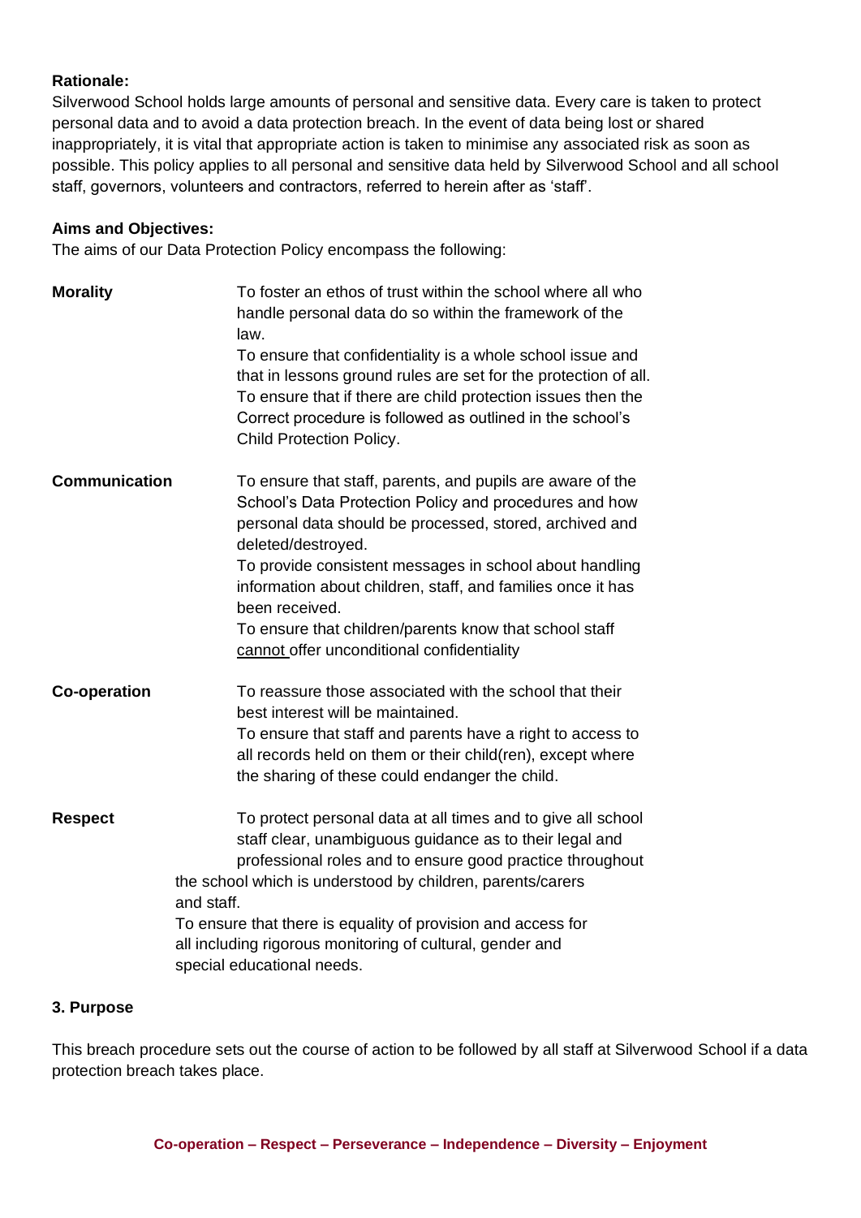**Rationale:**

Silverwood School holds large amounts of personal and sensitive data. Every care is taken to protect personal data and to avoid a data protection breach. In the event of data being lost or shared inappropriately, it is vital that appropriate action is taken to minimise any associated risk as soon as possible. This policy applies to all personal and sensitive data held by Silverwood School and all school staff, governors, volunteers and contractors, referred to herein after as 'staff'.

**Aims and Objectives:**

The aims of our Data Protection Policy encompass the following:

**Morality**

To foster an ethos of trust within the school where all who handle personal data do so within the framework of the law.

To ensure that confidentiality is a whole school issue and that in lessons ground rules are set for the protection of all.

To ensure that if there are child protection issues then the Correct procedure is followed as outlined in the school's Child Protection Policy.

**Communication**

To ensure that staff, parents, and pupils are aware of the School's Data Protection Policy and procedures and how personal data should be processed, stored, archived and deleted/destroyed.

To provide consistent messages in school about handling information about children, staff, and families once it has been received.

To ensure that children/parents know that school staff cannot offer unconditional confidentiality

**Co-operation**

To reassure those associated with the school that their best interest will be maintained.

To ensure that staff and parents have a right to access to all records held on them or their child(ren), except where the sharing of these could endanger the child.

**Respect**

To protect personal data at all times and to give all school staff clear, unambiguous guidance as to their legal and professional roles and to ensure good practice throughout the school which is understood by children, parents/carers and staff.

To ensure that there is equality of provision and access for all including rigorous monitoring of cultural, gender and special educational needs.

**3. Purpose**

This breach procedure sets out the course of action to be followed by all staff at Silverwood School if a data protection breach takes place.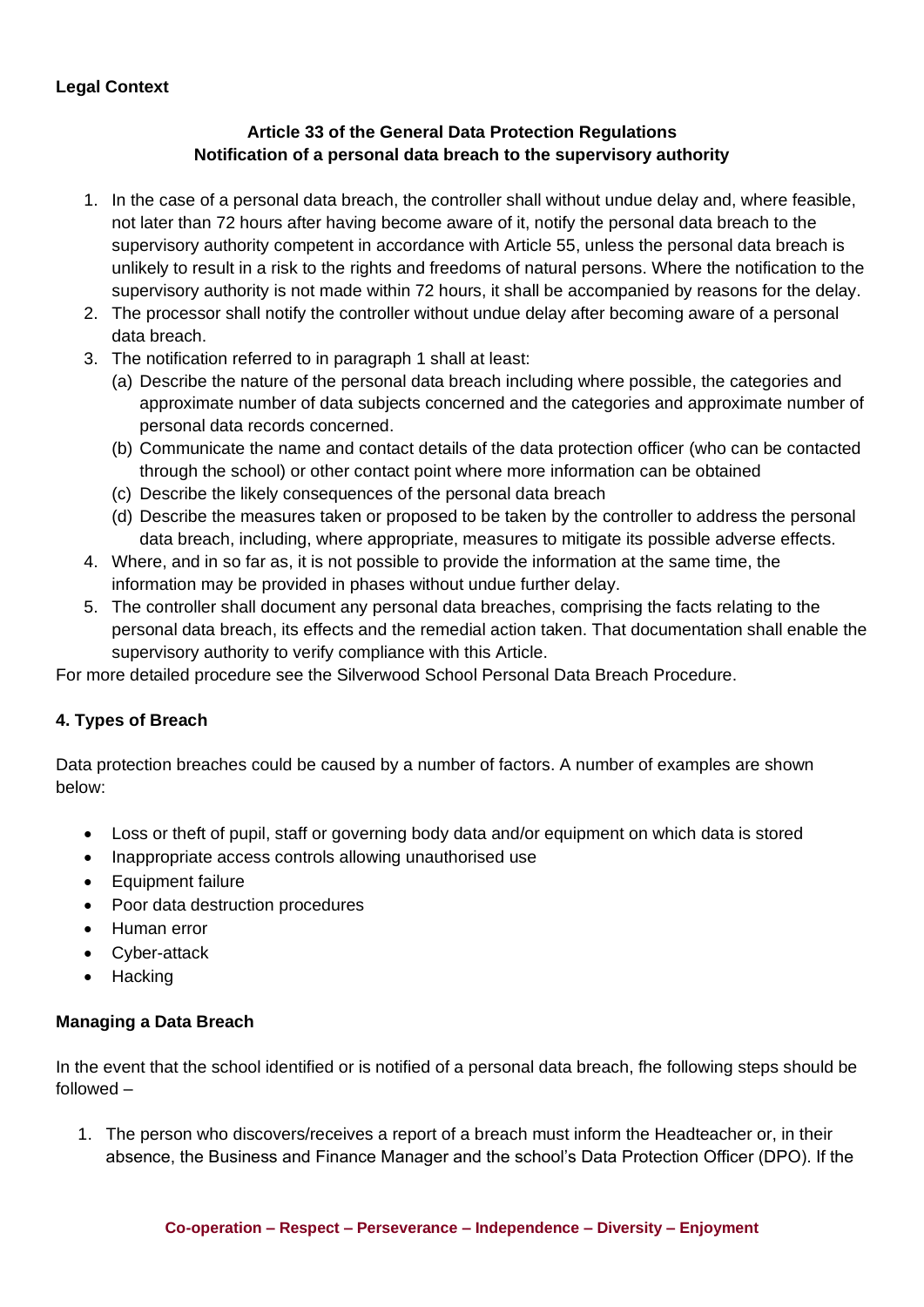**Legal Context**

**Article 33 of the General Data Protection Regulations**
**Notification of a personal data breach to the supervisory authority**

1. In the case of a personal data breach, the controller shall without undue delay and, where feasible, not later than 72 hours after having become aware of it, notify the personal data breach to the supervisory authority competent in accordance with Article 55, unless the personal data breach is unlikely to result in a risk to the rights and freedoms of natural persons. Where the notification to the supervisory authority is not made within 72 hours, it shall be accompanied by reasons for the delay.
2. The processor shall notify the controller without undue delay after becoming aware of a personal data breach.
3. The notification referred to in paragraph 1 shall at least:
   (a) Describe the nature of the personal data breach including where possible, the categories and approximate number of data subjects concerned and the categories and approximate number of personal data records concerned.
   (b) Communicate the name and contact details of the data protection officer (who can be contacted through the school) or other contact point where more information can be obtained
   (c) Describe the likely consequences of the personal data breach
   (d) Describe the measures taken or proposed to be taken by the controller to address the personal data breach, including, where appropriate, measures to mitigate its possible adverse effects.
4. Where, and in so far as, it is not possible to provide the information at the same time, the information may be provided in phases without undue further delay.
5. The controller shall document any personal data breaches, comprising the facts relating to the personal data breach, its effects and the remedial action taken. That documentation shall enable the supervisory authority to verify compliance with this Article.

For more detailed procedure see the Silverwood School Personal Data Breach Procedure.

**4. Types of Breach**

Data protection breaches could be caused by a number of factors. A number of examples are shown below:

- Loss or theft of pupil, staff or governing body data and/or equipment on which data is stored
- Inappropriate access controls allowing unauthorised use
- Equipment failure
- Poor data destruction procedures
- Human error
- Cyber-attack
- Hacking

**Managing a Data Breach**

In the event that the school identified or is notified of a personal data breach, fhe following steps should be followed –

1. The person who discovers/receives a report of a breach must inform the Headteacher or, in their absence, the Business and Finance Manager and the school's Data Protection Officer (DPO). If the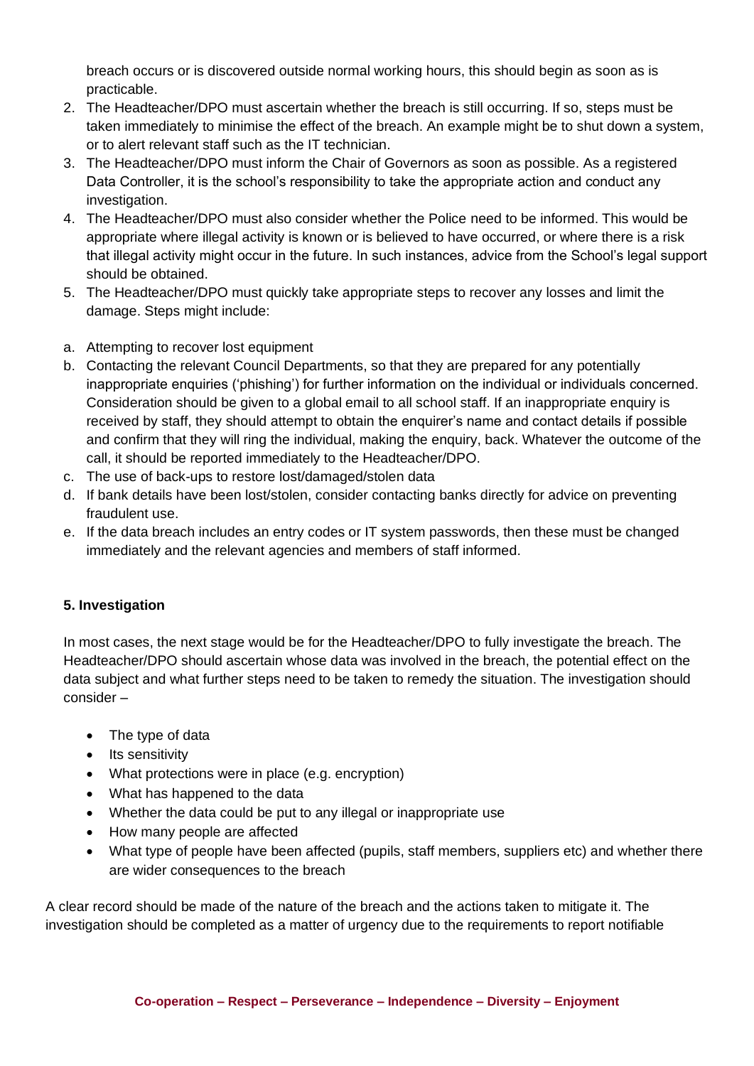breach occurs or is discovered outside normal working hours, this should begin as soon as is practicable.

2. The Headteacher/DPO must ascertain whether the breach is still occurring. If so, steps must be taken immediately to minimise the effect of the breach. An example might be to shut down a system, or to alert relevant staff such as the IT technician.
3. The Headteacher/DPO must inform the Chair of Governors as soon as possible. As a registered Data Controller, it is the school's responsibility to take the appropriate action and conduct any investigation.
4. The Headteacher/DPO must also consider whether the Police need to be informed. This would be appropriate where illegal activity is known or is believed to have occurred, or where there is a risk that illegal activity might occur in the future. In such instances, advice from the School's legal support should be obtained.
5. The Headteacher/DPO must quickly take appropriate steps to recover any losses and limit the damage. Steps might include:

a. Attempting to recover lost equipment
b. Contacting the relevant Council Departments, so that they are prepared for any potentially inappropriate enquiries ('phishing') for further information on the individual or individuals concerned. Consideration should be given to a global email to all school staff. If an inappropriate enquiry is received by staff, they should attempt to obtain the enquirer's name and contact details if possible and confirm that they will ring the individual, making the enquiry, back. Whatever the outcome of the call, it should be reported immediately to the Headteacher/DPO.
c. The use of back-ups to restore lost/damaged/stolen data
d. If bank details have been lost/stolen, consider contacting banks directly for advice on preventing fraudulent use.
e. If the data breach includes an entry codes or IT system passwords, then these must be changed immediately and the relevant agencies and members of staff informed.

**5. Investigation**

In most cases, the next stage would be for the Headteacher/DPO to fully investigate the breach. The Headteacher/DPO should ascertain whose data was involved in the breach, the potential effect on the data subject and what further steps need to be taken to remedy the situation. The investigation should consider –

- The type of data
- Its sensitivity
- What protections were in place (e.g. encryption)
- What has happened to the data
- Whether the data could be put to any illegal or inappropriate use
- How many people are affected
- What type of people have been affected (pupils, staff members, suppliers etc) and whether there are wider consequences to the breach

A clear record should be made of the nature of the breach and the actions taken to mitigate it. The investigation should be completed as a matter of urgency due to the requirements to report notifiable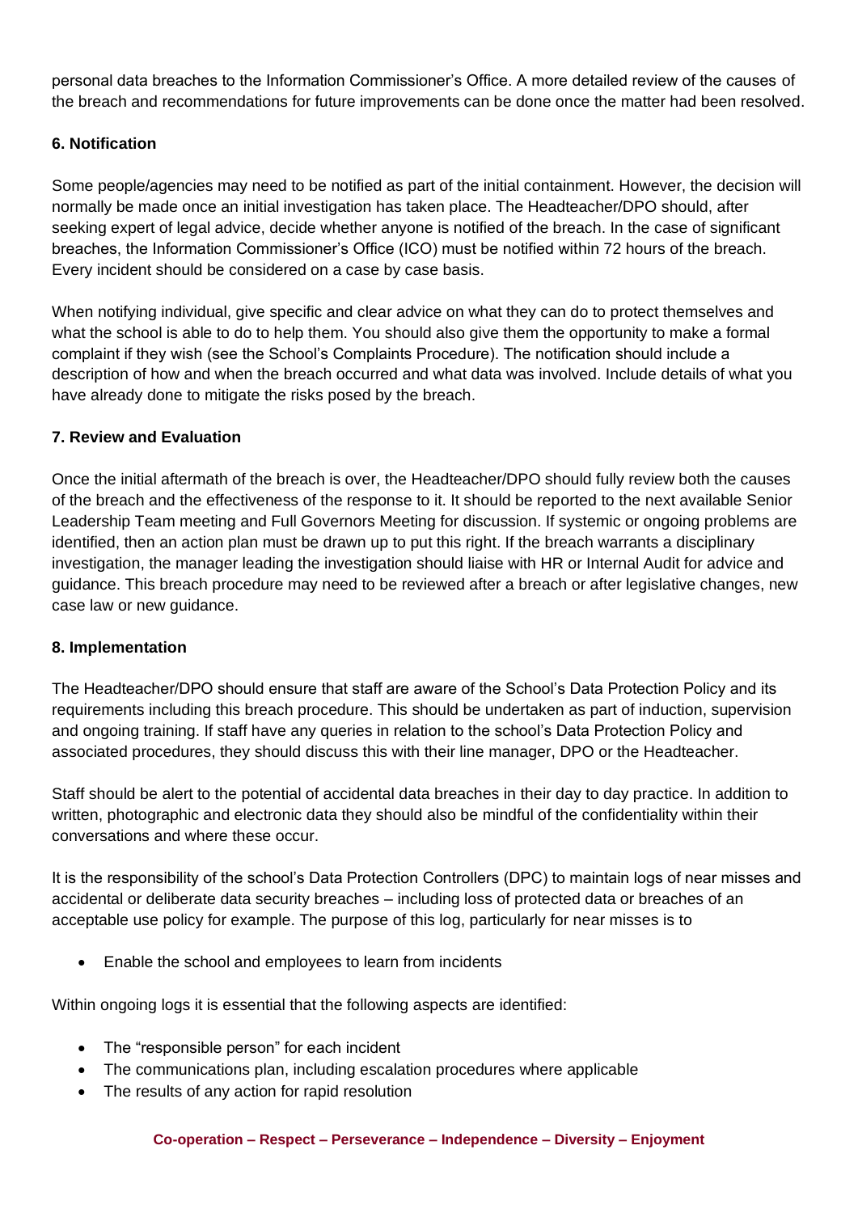personal data breaches to the Information Commissioner's Office. A more detailed review of the causes of the breach and recommendations for future improvements can be done once the matter had been resolved.

**6. Notification**

Some people/agencies may need to be notified as part of the initial containment. However, the decision will normally be made once an initial investigation has taken place. The Headteacher/DPO should, after seeking expert of legal advice, decide whether anyone is notified of the breach. In the case of significant breaches, the Information Commissioner's Office (ICO) must be notified within 72 hours of the breach. Every incident should be considered on a case by case basis.

When notifying individual, give specific and clear advice on what they can do to protect themselves and what the school is able to do to help them. You should also give them the opportunity to make a formal complaint if they wish (see the School's Complaints Procedure). The notification should include a description of how and when the breach occurred and what data was involved. Include details of what you have already done to mitigate the risks posed by the breach.

**7. Review and Evaluation**

Once the initial aftermath of the breach is over, the Headteacher/DPO should fully review both the causes of the breach and the effectiveness of the response to it. It should be reported to the next available Senior Leadership Team meeting and Full Governors Meeting for discussion. If systemic or ongoing problems are identified, then an action plan must be drawn up to put this right. If the breach warrants a disciplinary investigation, the manager leading the investigation should liaise with HR or Internal Audit for advice and guidance. This breach procedure may need to be reviewed after a breach or after legislative changes, new case law or new guidance.

**8. Implementation**

The Headteacher/DPO should ensure that staff are aware of the School's Data Protection Policy and its requirements including this breach procedure. This should be undertaken as part of induction, supervision and ongoing training. If staff have any queries in relation to the school's Data Protection Policy and associated procedures, they should discuss this with their line manager, DPO or the Headteacher.

Staff should be alert to the potential of accidental data breaches in their day to day practice. In addition to written, photographic and electronic data they should also be mindful of the confidentiality within their conversations and where these occur.

It is the responsibility of the school's Data Protection Controllers (DPC) to maintain logs of near misses and accidental or deliberate data security breaches – including loss of protected data or breaches of an acceptable use policy for example. The purpose of this log, particularly for near misses is to

- Enable the school and employees to learn from incidents

Within ongoing logs it is essential that the following aspects are identified:

- The "responsible person" for each incident
- The communications plan, including escalation procedures where applicable
- The results of any action for rapid resolution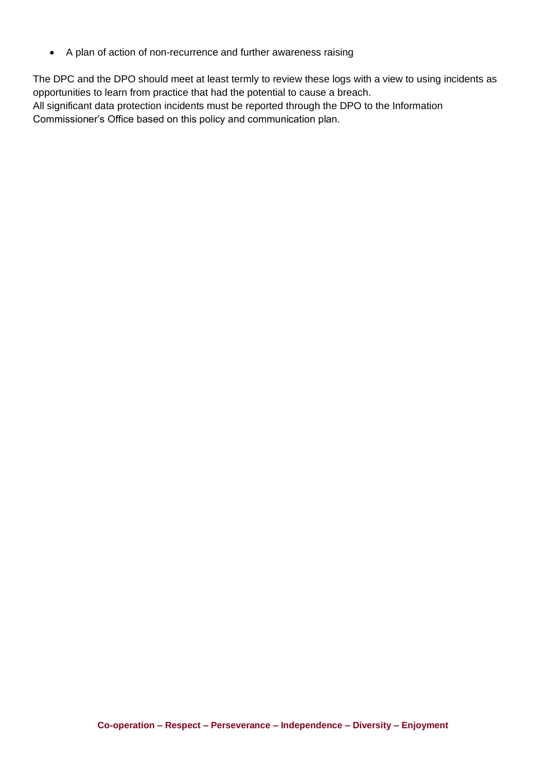- A plan of action of non-recurrence and further awareness raising

The DPC and the DPO should meet at least termly to review these logs with a view to using incidents as opportunities to learn from practice that had the potential to cause a breach.
All significant data protection incidents must be reported through the DPO to the Information Commissioner's Office based on this policy and communication plan.